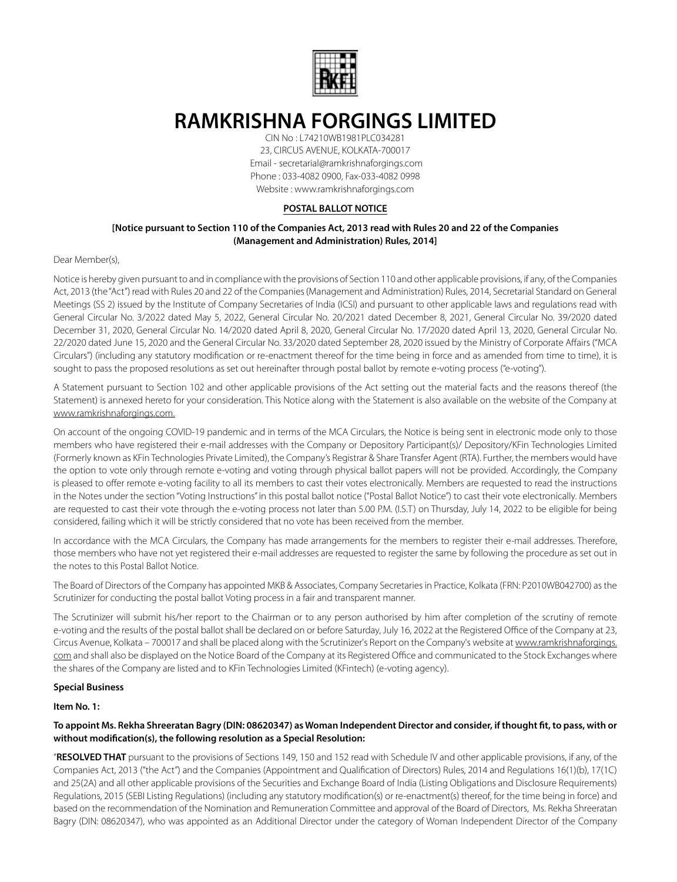# RAMKRISHNA FORGINGS LIMITED

CIN No : L74210WB1981PLC034281
23, CIRCUS AVENUE, KOLKATA-700017
Email - secretarial@ramkrishnaforgings.com
Phone : 033-4082 0900, Fax-033-4082 0998
Website : www.ramkrishnaforgings.com

## POSTAL BALLOT NOTICE

**[Notice pursuant to Section 110 of the Companies Act, 2013 read with Rules 20 and 22 of the Companies (Management and Administration) Rules, 2014]**

Dear Member(s),

Notice is hereby given pursuant to and in compliance with the provisions of Section 110 and other applicable provisions, if any, of the Companies Act, 2013 (the "Act") read with Rules 20 and 22 of the Companies (Management and Administration) Rules, 2014, Secretarial Standard on General Meetings (SS 2) issued by the Institute of Company Secretaries of India (ICSI) and pursuant to other applicable laws and regulations read with General Circular No. 3/2022 dated May 5, 2022, General Circular No. 20/2021 dated December 8, 2021, General Circular No. 39/2020 dated December 31, 2020, General Circular No. 14/2020 dated April 8, 2020, General Circular No. 17/2020 dated April 13, 2020, General Circular No. 22/2020 dated June 15, 2020 and the General Circular No. 33/2020 dated September 28, 2020 issued by the Ministry of Corporate Affairs ("MCA Circulars") (including any statutory modification or re-enactment thereof for the time being in force and as amended from time to time), it is sought to pass the proposed resolutions as set out hereinafter through postal ballot by remote e-voting process ("e-voting").

A Statement pursuant to Section 102 and other applicable provisions of the Act setting out the material facts and the reasons thereof (the Statement) is annexed hereto for your consideration. This Notice along with the Statement is also available on the website of the Company at www.ramkrishnaforgings.com.

On account of the ongoing COVID-19 pandemic and in terms of the MCA Circulars, the Notice is being sent in electronic mode only to those members who have registered their e-mail addresses with the Company or Depository Participant(s)/ Depository/KFin Technologies Limited (Formerly known as KFin Technologies Private Limited), the Company's Registrar & Share Transfer Agent (RTA). Further, the members would have the option to vote only through remote e-voting and voting through physical ballot papers will not be provided. Accordingly, the Company is pleased to offer remote e-voting facility to all its members to cast their votes electronically. Members are requested to read the instructions in the Notes under the section "Voting Instructions" in this postal ballot notice ("Postal Ballot Notice") to cast their vote electronically. Members are requested to cast their vote through the e-voting process not later than 5.00 P.M. (I.S.T) on Thursday, July 14, 2022 to be eligible for being considered, failing which it will be strictly considered that no vote has been received from the member.

In accordance with the MCA Circulars, the Company has made arrangements for the members to register their e-mail addresses. Therefore, those members who have not yet registered their e-mail addresses are requested to register the same by following the procedure as set out in the notes to this Postal Ballot Notice.

The Board of Directors of the Company has appointed MKB & Associates, Company Secretaries in Practice, Kolkata (FRN: P2010WB042700) as the Scrutinizer for conducting the postal ballot Voting process in a fair and transparent manner.

The Scrutinizer will submit his/her report to the Chairman or to any person authorised by him after completion of the scrutiny of remote e-voting and the results of the postal ballot shall be declared on or before Saturday, July 16, 2022 at the Registered Office of the Company at 23, Circus Avenue, Kolkata – 700017 and shall be placed along with the Scrutinizer's Report on the Company's website at www.ramkrishnaforgings.com and shall also be displayed on the Notice Board of the Company at its Registered Office and communicated to the Stock Exchanges where the shares of the Company are listed and to KFin Technologies Limited (KFintech) (e-voting agency).

**Special Business**

**Item No. 1:**

**To appoint Ms. Rekha Shreeratan Bagry (DIN: 08620347) as Woman Independent Director and consider, if thought fit, to pass, with or without modification(s), the following resolution as a Special Resolution:**

"**RESOLVED THAT** pursuant to the provisions of Sections 149, 150 and 152 read with Schedule IV and other applicable provisions, if any, of the Companies Act, 2013 ("the Act") and the Companies (Appointment and Qualification of Directors) Rules, 2014 and Regulations 16(1)(b), 17(1C) and 25(2A) and all other applicable provisions of the Securities and Exchange Board of India (Listing Obligations and Disclosure Requirements) Regulations, 2015 (SEBI Listing Regulations) (including any statutory modification(s) or re-enactment(s) thereof, for the time being in force) and based on the recommendation of the Nomination and Remuneration Committee and approval of the Board of Directors, Ms. Rekha Shreeratan Bagry (DIN: 08620347), who was appointed as an Additional Director under the category of Woman Independent Director of the Company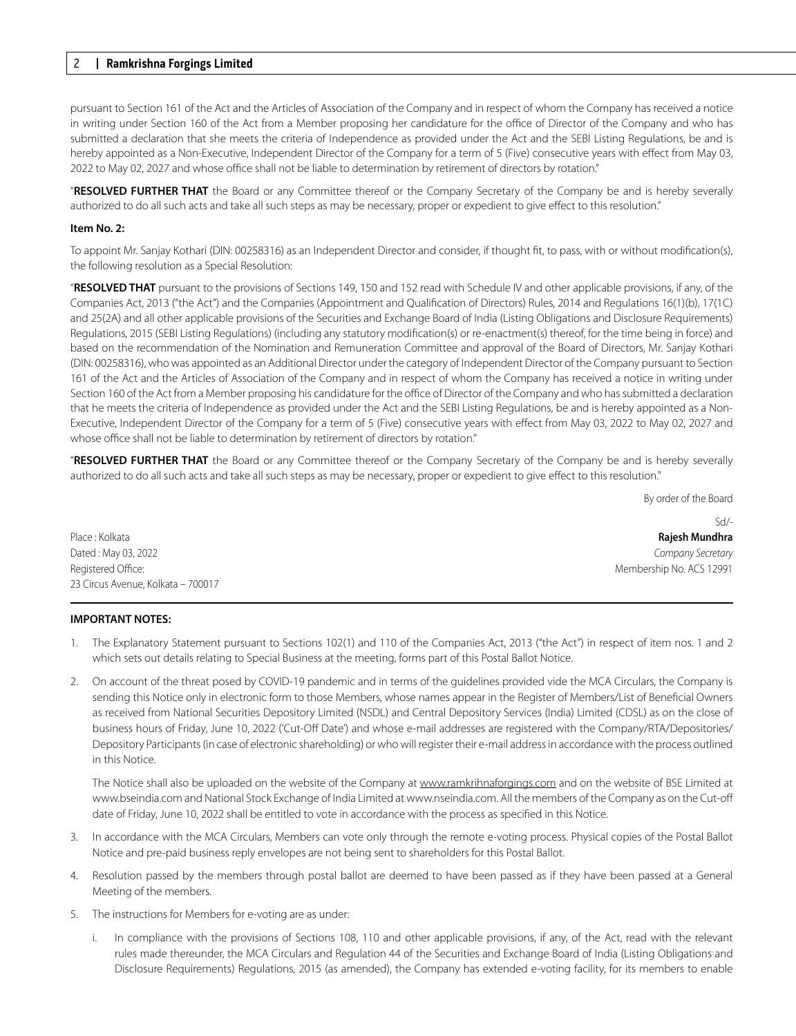pursuant to Section 161 of the Act and the Articles of Association of the Company and in respect of whom the Company has received a notice in writing under Section 160 of the Act from a Member proposing her candidature for the office of Director of the Company and who has submitted a declaration that she meets the criteria of Independence as provided under the Act and the SEBI Listing Regulations, be and is hereby appointed as a Non-Executive, Independent Director of the Company for a term of 5 (Five) consecutive years with effect from May 03, 2022 to May 02, 2027 and whose office shall not be liable to determination by retirement of directors by rotation."

"**RESOLVED FURTHER THAT** the Board or any Committee thereof or the Company Secretary of the Company be and is hereby severally authorized to do all such acts and take all such steps as may be necessary, proper or expedient to give effect to this resolution."

**Item No. 2:**

To appoint Mr. Sanjay Kothari (DIN: 00258316) as an Independent Director and consider, if thought fit, to pass, with or without modification(s), the following resolution as a Special Resolution:

"**RESOLVED THAT** pursuant to the provisions of Sections 149, 150 and 152 read with Schedule IV and other applicable provisions, if any, of the Companies Act, 2013 ("the Act") and the Companies (Appointment and Qualification of Directors) Rules, 2014 and Regulations 16(1)(b), 17(1C) and 25(2A) and all other applicable provisions of the Securities and Exchange Board of India (Listing Obligations and Disclosure Requirements) Regulations, 2015 (SEBI Listing Regulations) (including any statutory modification(s) or re-enactment(s) thereof, for the time being in force) and based on the recommendation of the Nomination and Remuneration Committee and approval of the Board of Directors, Mr. Sanjay Kothari (DIN: 00258316), who was appointed as an Additional Director under the category of Independent Director of the Company pursuant to Section 161 of the Act and the Articles of Association of the Company and in respect of whom the Company has received a notice in writing under Section 160 of the Act from a Member proposing his candidature for the office of Director of the Company and who has submitted a declaration that he meets the criteria of Independence as provided under the Act and the SEBI Listing Regulations, be and is hereby appointed as a Non-Executive, Independent Director of the Company for a term of 5 (Five) consecutive years with effect from May 03, 2022 to May 02, 2027 and whose office shall not be liable to determination by retirement of directors by rotation."

"**RESOLVED FURTHER THAT** the Board or any Committee thereof or the Company Secretary of the Company be and is hereby severally authorized to do all such acts and take all such steps as may be necessary, proper or expedient to give effect to this resolution."

By order of the Board

Sd/-
**Rajesh Mundhra**
*Company Secretary*
Membership No. ACS 12991

Place : Kolkata
Dated : May 03, 2022
Registered Office:
23 Circus Avenue, Kolkata – 700017

**IMPORTANT NOTES:**

1. The Explanatory Statement pursuant to Sections 102(1) and 110 of the Companies Act, 2013 ("the Act") in respect of item nos. 1 and 2 which sets out details relating to Special Business at the meeting, forms part of this Postal Ballot Notice.

2. On account of the threat posed by COVID-19 pandemic and in terms of the guidelines provided vide the MCA Circulars, the Company is sending this Notice only in electronic form to those Members, whose names appear in the Register of Members/List of Beneficial Owners as received from National Securities Depository Limited (NSDL) and Central Depository Services (India) Limited (CDSL) as on the close of business hours of Friday, June 10, 2022 ('Cut-Off Date') and whose e-mail addresses are registered with the Company/RTA/Depositories/ Depository Participants (in case of electronic shareholding) or who will register their e-mail address in accordance with the process outlined in this Notice.

   The Notice shall also be uploaded on the website of the Company at www.ramkrihnaforgings.com and on the website of BSE Limited at www.bseindia.com and National Stock Exchange of India Limited at www.nseindia.com. All the members of the Company as on the Cut-off date of Friday, June 10, 2022 shall be entitled to vote in accordance with the process as specified in this Notice.

3. In accordance with the MCA Circulars, Members can vote only through the remote e-voting process. Physical copies of the Postal Ballot Notice and pre-paid business reply envelopes are not being sent to shareholders for this Postal Ballot.

4. Resolution passed by the members through postal ballot are deemed to have been passed as if they have been passed at a General Meeting of the members.

5. The instructions for Members for e-voting are as under:

   i. In compliance with the provisions of Sections 108, 110 and other applicable provisions, if any, of the Act, read with the relevant rules made thereunder, the MCA Circulars and Regulation 44 of the Securities and Exchange Board of India (Listing Obligations and Disclosure Requirements) Regulations, 2015 (as amended), the Company has extended e-voting facility, for its members to enable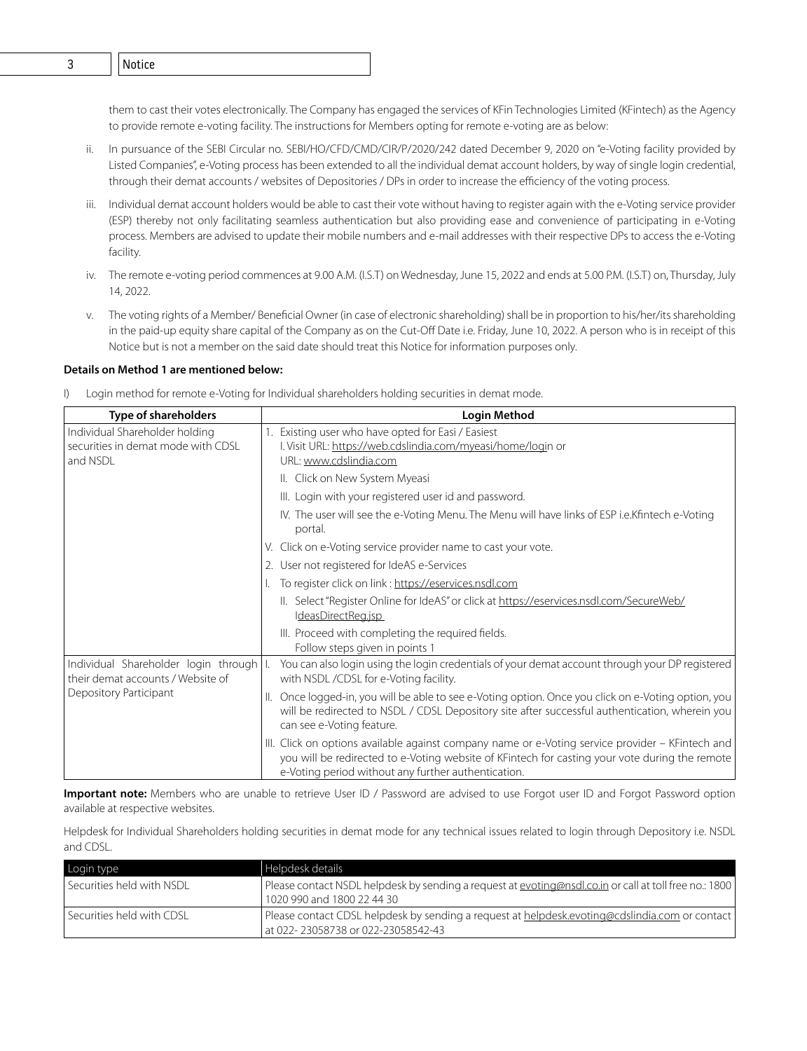them to cast their votes electronically. The Company has engaged the services of KFin Technologies Limited (KFintech) as the Agency to provide remote e-voting facility. The instructions for Members opting for remote e-voting are as below:

ii. In pursuance of the SEBI Circular no. SEBI/HO/CFD/CMD/CIR/P/2020/242 dated December 9, 2020 on "e-Voting facility provided by Listed Companies", e-Voting process has been extended to all the individual demat account holders, by way of single login credential, through their demat accounts / websites of Depositories / DPs in order to increase the efficiency of the voting process.

iii. Individual demat account holders would be able to cast their vote without having to register again with the e-Voting service provider (ESP) thereby not only facilitating seamless authentication but also providing ease and convenience of participating in e-Voting process. Members are advised to update their mobile numbers and e-mail addresses with their respective DPs to access the e-Voting facility.

iv. The remote e-voting period commences at 9.00 A.M. (I.S.T) on Wednesday, June 15, 2022 and ends at 5.00 P.M. (I.S.T) on, Thursday, July 14, 2022.

v. The voting rights of a Member/ Beneficial Owner (in case of electronic shareholding) shall be in proportion to his/her/its shareholding in the paid-up equity share capital of the Company as on the Cut-Off Date i.e. Friday, June 10, 2022. A person who is in receipt of this Notice but is not a member on the said date should treat this Notice for information purposes only.

**Details on Method 1 are mentioned below:**

I) Login method for remote e-Voting for Individual shareholders holding securities in demat mode.

| Type of shareholders | Login Method |
|---|---|
| Individual Shareholder holding securities in demat mode with CDSL and NSDL | 1. Existing user who have opted for Easi / Easiest<br>I. Visit URL: https://web.cdslindia.com/myeasi/home/login or URL: www.cdslindia.com<br>II. Click on New System Myeasi<br>III. Login with your registered user id and password.<br>IV. The user will see the e-Voting Menu. The Menu will have links of ESP i.e.Kfintech e-Voting portal.<br>V. Click on e-Voting service provider name to cast your vote.<br>2. User not registered for IdeAS e-Services<br>I. To register click on link : https://eservices.nsdl.com<br>II. Select "Register Online for IdeAS" or click at https://eservices.nsdl.com/SecureWeb/IdeasDirectReg.jsp<br>III. Proceed with completing the required fields. Follow steps given in points 1 |
| Individual Shareholder login through their demat accounts / Website of Depository Participant | I. You can also login using the login credentials of your demat account through your DP registered with NSDL /CDSL for e-Voting facility.<br>II. Once logged-in, you will be able to see e-Voting option. Once you click on e-Voting option, you will be redirected to NSDL / CDSL Depository site after successful authentication, wherein you can see e-Voting feature.<br>III. Click on options available against company name or e-Voting service provider – KFintech and you will be redirected to e-Voting website of KFintech for casting your vote during the remote e-Voting period without any further authentication. |

**Important note:** Members who are unable to retrieve User ID / Password are advised to use Forgot user ID and Forgot Password option available at respective websites.

Helpdesk for Individual Shareholders holding securities in demat mode for any technical issues related to login through Depository i.e. NSDL and CDSL.

| Login type | Helpdesk details |
|---|---|
| Securities held with NSDL | Please contact NSDL helpdesk by sending a request at evoting@nsdl.co.in or call at toll free no.: 1800 1020 990 and 1800 22 44 30 |
| Securities held with CDSL | Please contact CDSL helpdesk by sending a request at helpdesk.evoting@cdslindia.com or contact at 022- 23058738 or 022-23058542-43 |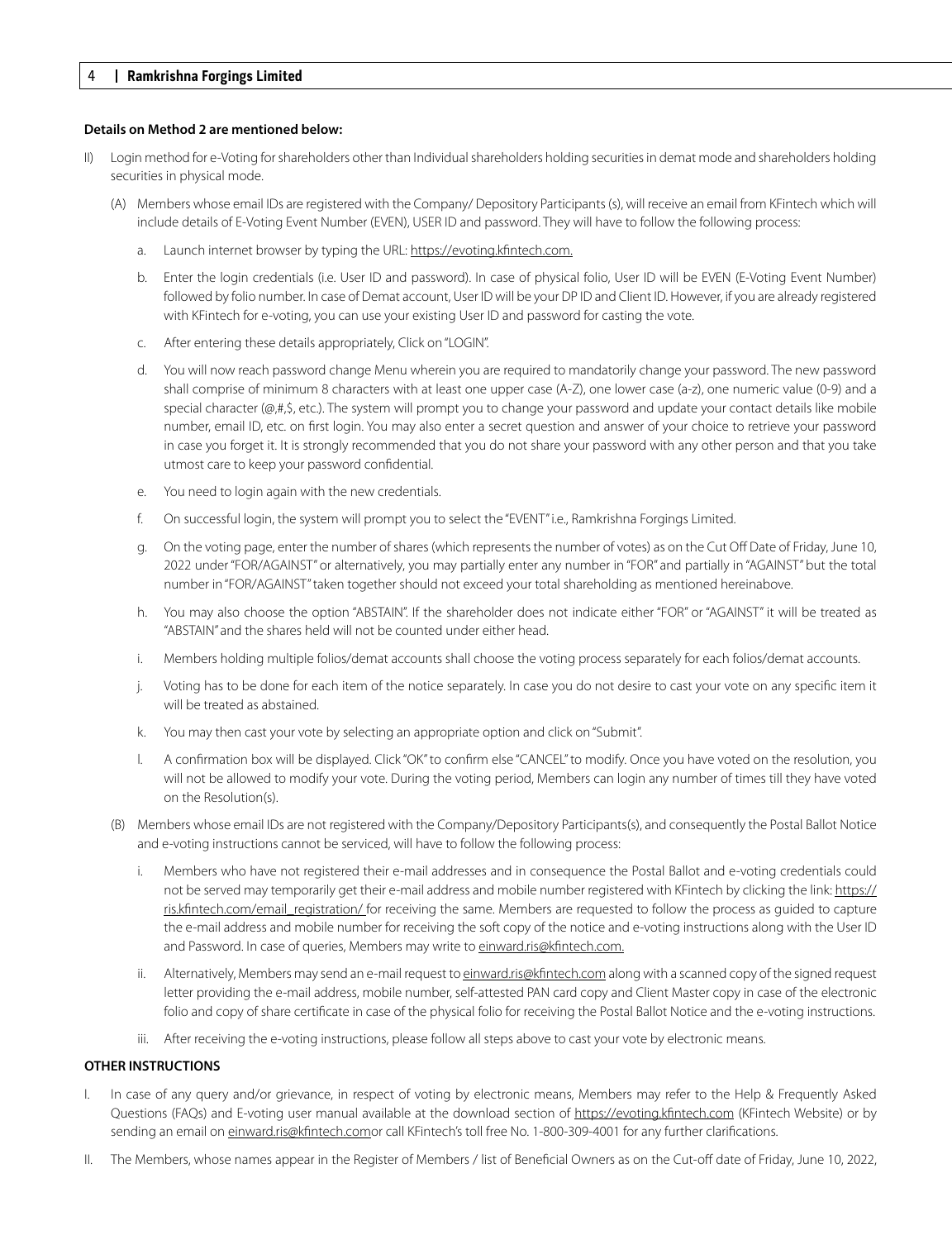**Details on Method 2 are mentioned below:**

II) Login method for e-Voting for shareholders other than Individual shareholders holding securities in demat mode and shareholders holding securities in physical mode.

(A) Members whose email IDs are registered with the Company/ Depository Participants (s), will receive an email from KFintech which will include details of E-Voting Event Number (EVEN), USER ID and password. They will have to follow the following process:

a. Launch internet browser by typing the URL: https://evoting.kfintech.com.

b. Enter the login credentials (i.e. User ID and password). In case of physical folio, User ID will be EVEN (E-Voting Event Number) followed by folio number. In case of Demat account, User ID will be your DP ID and Client ID. However, if you are already registered with KFintech for e-voting, you can use your existing User ID and password for casting the vote.

c. After entering these details appropriately, Click on "LOGIN".

d. You will now reach password change Menu wherein you are required to mandatorily change your password. The new password shall comprise of minimum 8 characters with at least one upper case (A-Z), one lower case (a-z), one numeric value (0-9) and a special character (@,#,$, etc.). The system will prompt you to change your password and update your contact details like mobile number, email ID, etc. on first login. You may also enter a secret question and answer of your choice to retrieve your password in case you forget it. It is strongly recommended that you do not share your password with any other person and that you take utmost care to keep your password confidential.

e. You need to login again with the new credentials.

f. On successful login, the system will prompt you to select the "EVENT" i.e., Ramkrishna Forgings Limited.

g. On the voting page, enter the number of shares (which represents the number of votes) as on the Cut Off Date of Friday, June 10, 2022 under "FOR/AGAINST" or alternatively, you may partially enter any number in "FOR" and partially in "AGAINST" but the total number in "FOR/AGAINST" taken together should not exceed your total shareholding as mentioned hereinabove.

h. You may also choose the option "ABSTAIN". If the shareholder does not indicate either "FOR" or "AGAINST" it will be treated as "ABSTAIN" and the shares held will not be counted under either head.

i. Members holding multiple folios/demat accounts shall choose the voting process separately for each folios/demat accounts.

j. Voting has to be done for each item of the notice separately. In case you do not desire to cast your vote on any specific item it will be treated as abstained.

k. You may then cast your vote by selecting an appropriate option and click on "Submit".

l. A confirmation box will be displayed. Click "OK" to confirm else "CANCEL" to modify. Once you have voted on the resolution, you will not be allowed to modify your vote. During the voting period, Members can login any number of times till they have voted on the Resolution(s).

(B) Members whose email IDs are not registered with the Company/Depository Participants(s), and consequently the Postal Ballot Notice and e-voting instructions cannot be serviced, will have to follow the following process:

i. Members who have not registered their e-mail addresses and in consequence the Postal Ballot and e-voting credentials could not be served may temporarily get their e-mail address and mobile number registered with KFintech by clicking the link: https://ris.kfintech.com/email_registration/ for receiving the same. Members are requested to follow the process as guided to capture the e-mail address and mobile number for receiving the soft copy of the notice and e-voting instructions along with the User ID and Password. In case of queries, Members may write to einward.ris@kfintech.com.

ii. Alternatively, Members may send an e-mail request to einward.ris@kfintech.com along with a scanned copy of the signed request letter providing the e-mail address, mobile number, self-attested PAN card copy and Client Master copy in case of the electronic folio and copy of share certificate in case of the physical folio for receiving the Postal Ballot Notice and the e-voting instructions.

iii. After receiving the e-voting instructions, please follow all steps above to cast your vote by electronic means.

**OTHER INSTRUCTIONS**

I. In case of any query and/or grievance, in respect of voting by electronic means, Members may refer to the Help & Frequently Asked Questions (FAQs) and E-voting user manual available at the download section of https://evoting.kfintech.com (KFintech Website) or by sending an email on einward.ris@kfintech.comor call KFintech's toll free No. 1-800-309-4001 for any further clarifications.

II. The Members, whose names appear in the Register of Members / list of Beneficial Owners as on the Cut-off date of Friday, June 10, 2022,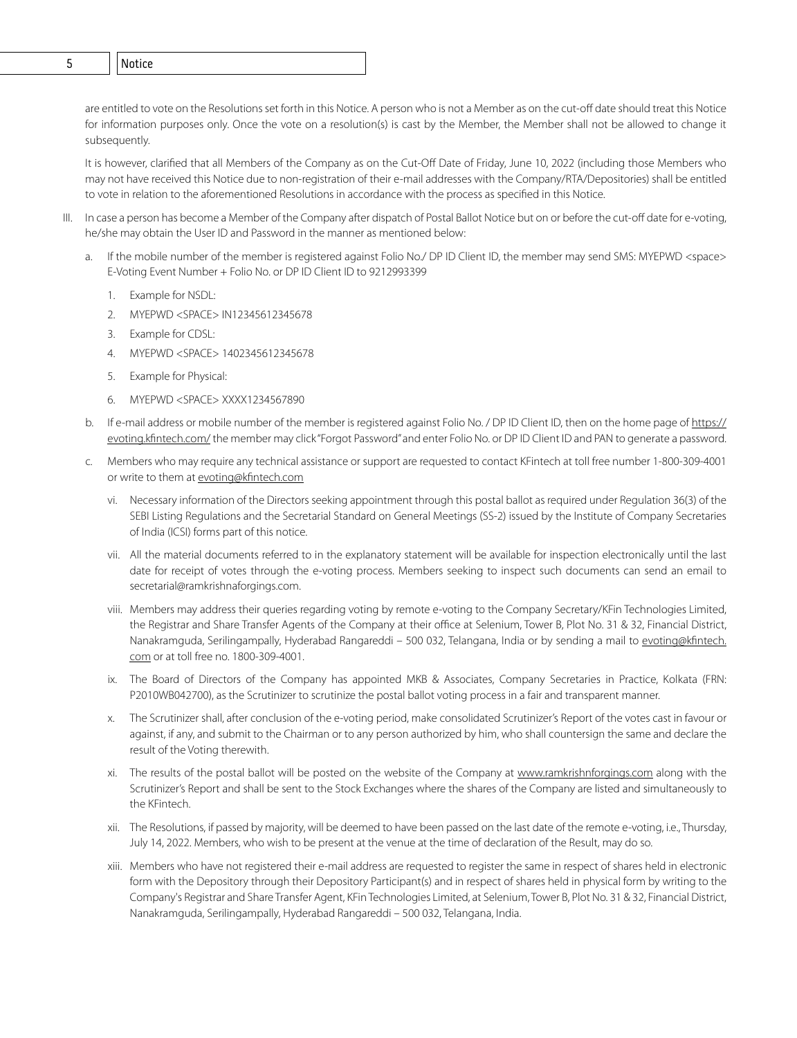are entitled to vote on the Resolutions set forth in this Notice. A person who is not a Member as on the cut-off date should treat this Notice for information purposes only. Once the vote on a resolution(s) is cast by the Member, the Member shall not be allowed to change it subsequently.

It is however, clarified that all Members of the Company as on the Cut-Off Date of Friday, June 10, 2022 (including those Members who may not have received this Notice due to non-registration of their e-mail addresses with the Company/RTA/Depositories) shall be entitled to vote in relation to the aforementioned Resolutions in accordance with the process as specified in this Notice.

III. In case a person has become a Member of the Company after dispatch of Postal Ballot Notice but on or before the cut-off date for e-voting, he/she may obtain the User ID and Password in the manner as mentioned below:

   a. If the mobile number of the member is registered against Folio No./ DP ID Client ID, the member may send SMS: MYEPWD <space> E-Voting Event Number + Folio No. or DP ID Client ID to 9212993399

      1. Example for NSDL:
      2. MYEPWD <SPACE> IN12345612345678
      3. Example for CDSL:
      4. MYEPWD <SPACE> 1402345612345678
      5. Example for Physical:
      6. MYEPWD <SPACE> XXXX1234567890

   b. If e-mail address or mobile number of the member is registered against Folio No. / DP ID Client ID, then on the home page of https://evoting.kfintech.com/ the member may click "Forgot Password" and enter Folio No. or DP ID Client ID and PAN to generate a password.

   c. Members who may require any technical assistance or support are requested to contact KFintech at toll free number 1-800-309-4001 or write to them at evoting@kfintech.com

      vi. Necessary information of the Directors seeking appointment through this postal ballot as required under Regulation 36(3) of the SEBI Listing Regulations and the Secretarial Standard on General Meetings (SS-2) issued by the Institute of Company Secretaries of India (ICSI) forms part of this notice.

      vii. All the material documents referred to in the explanatory statement will be available for inspection electronically until the last date for receipt of votes through the e-voting process. Members seeking to inspect such documents can send an email to secretarial@ramkrishnaforgings.com.

      viii. Members may address their queries regarding voting by remote e-voting to the Company Secretary/KFin Technologies Limited, the Registrar and Share Transfer Agents of the Company at their office at Selenium, Tower B, Plot No. 31 & 32, Financial District, Nanakramguda, Serilingampally, Hyderabad Rangareddi – 500 032, Telangana, India or by sending a mail to evoting@kfintech.com or at toll free no. 1800-309-4001.

      ix. The Board of Directors of the Company has appointed MKB & Associates, Company Secretaries in Practice, Kolkata (FRN: P2010WB042700), as the Scrutinizer to scrutinize the postal ballot voting process in a fair and transparent manner.

      x. The Scrutinizer shall, after conclusion of the e-voting period, make consolidated Scrutinizer's Report of the votes cast in favour or against, if any, and submit to the Chairman or to any person authorized by him, who shall countersign the same and declare the result of the Voting therewith.

      xi. The results of the postal ballot will be posted on the website of the Company at www.ramkrishnforgings.com along with the Scrutinizer's Report and shall be sent to the Stock Exchanges where the shares of the Company are listed and simultaneously to the KFintech.

      xii. The Resolutions, if passed by majority, will be deemed to have been passed on the last date of the remote e-voting, i.e., Thursday, July 14, 2022. Members, who wish to be present at the venue at the time of declaration of the Result, may do so.

      xiii. Members who have not registered their e-mail address are requested to register the same in respect of shares held in electronic form with the Depository through their Depository Participant(s) and in respect of shares held in physical form by writing to the Company's Registrar and Share Transfer Agent, KFin Technologies Limited, at Selenium, Tower B, Plot No. 31 & 32, Financial District, Nanakramguda, Serilingampally, Hyderabad Rangareddi – 500 032, Telangana, India.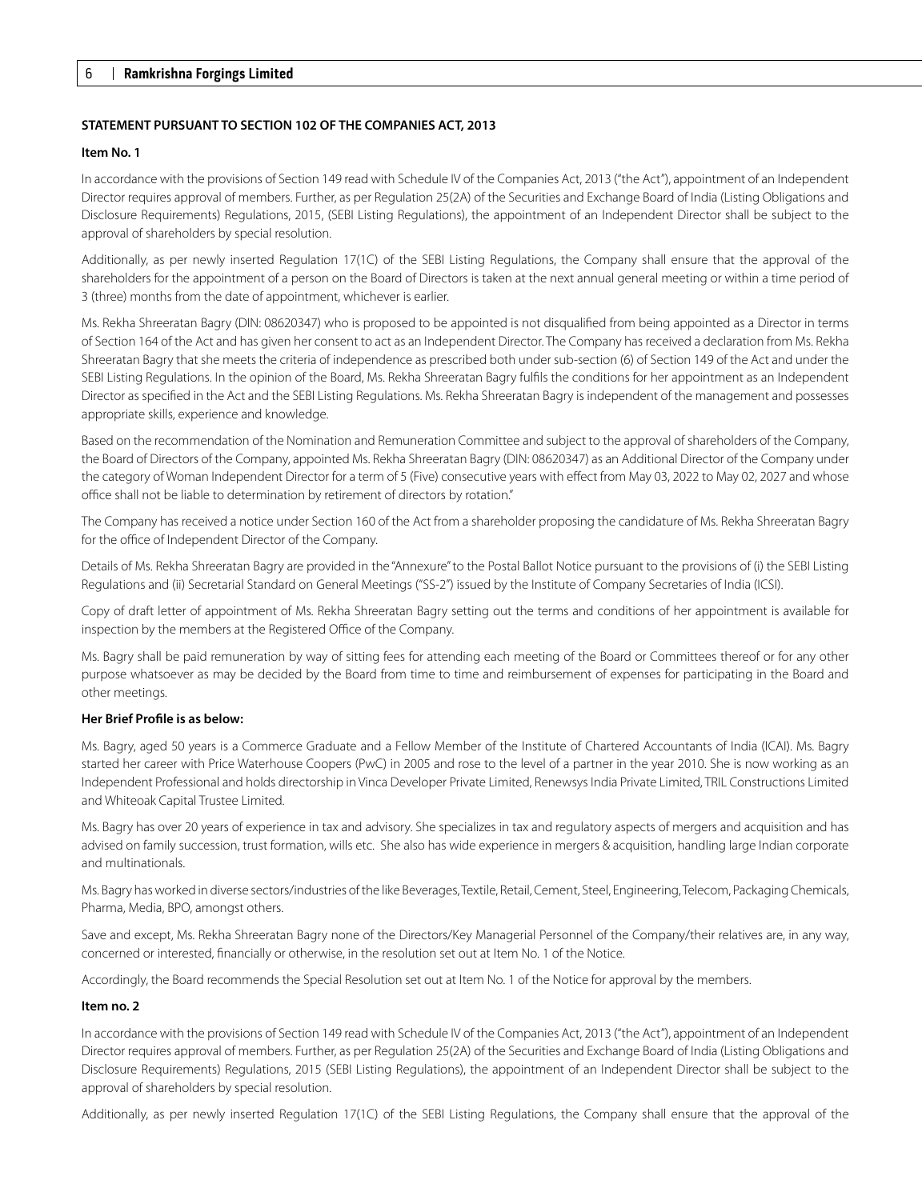**STATEMENT PURSUANT TO SECTION 102 OF THE COMPANIES ACT, 2013**

**Item No. 1**

In accordance with the provisions of Section 149 read with Schedule IV of the Companies Act, 2013 ("the Act"), appointment of an Independent Director requires approval of members. Further, as per Regulation 25(2A) of the Securities and Exchange Board of India (Listing Obligations and Disclosure Requirements) Regulations, 2015, (SEBI Listing Regulations), the appointment of an Independent Director shall be subject to the approval of shareholders by special resolution.

Additionally, as per newly inserted Regulation 17(1C) of the SEBI Listing Regulations, the Company shall ensure that the approval of the shareholders for the appointment of a person on the Board of Directors is taken at the next annual general meeting or within a time period of 3 (three) months from the date of appointment, whichever is earlier.

Ms. Rekha Shreeratan Bagry (DIN: 08620347) who is proposed to be appointed is not disqualified from being appointed as a Director in terms of Section 164 of the Act and has given her consent to act as an Independent Director. The Company has received a declaration from Ms. Rekha Shreeratan Bagry that she meets the criteria of independence as prescribed both under sub-section (6) of Section 149 of the Act and under the SEBI Listing Regulations. In the opinion of the Board, Ms. Rekha Shreeratan Bagry fulfils the conditions for her appointment as an Independent Director as specified in the Act and the SEBI Listing Regulations. Ms. Rekha Shreeratan Bagry is independent of the management and possesses appropriate skills, experience and knowledge.

Based on the recommendation of the Nomination and Remuneration Committee and subject to the approval of shareholders of the Company, the Board of Directors of the Company, appointed Ms. Rekha Shreeratan Bagry (DIN: 08620347) as an Additional Director of the Company under the category of Woman Independent Director for a term of 5 (Five) consecutive years with effect from May 03, 2022 to May 02, 2027 and whose office shall not be liable to determination by retirement of directors by rotation."

The Company has received a notice under Section 160 of the Act from a shareholder proposing the candidature of Ms. Rekha Shreeratan Bagry for the office of Independent Director of the Company.

Details of Ms. Rekha Shreeratan Bagry are provided in the "Annexure" to the Postal Ballot Notice pursuant to the provisions of (i) the SEBI Listing Regulations and (ii) Secretarial Standard on General Meetings ("SS-2") issued by the Institute of Company Secretaries of India (ICSI).

Copy of draft letter of appointment of Ms. Rekha Shreeratan Bagry setting out the terms and conditions of her appointment is available for inspection by the members at the Registered Office of the Company.

Ms. Bagry shall be paid remuneration by way of sitting fees for attending each meeting of the Board or Committees thereof or for any other purpose whatsoever as may be decided by the Board from time to time and reimbursement of expenses for participating in the Board and other meetings.

**Her Brief Profile is as below:**

Ms. Bagry, aged 50 years is a Commerce Graduate and a Fellow Member of the Institute of Chartered Accountants of India (ICAI). Ms. Bagry started her career with Price Waterhouse Coopers (PwC) in 2005 and rose to the level of a partner in the year 2010. She is now working as an Independent Professional and holds directorship in Vinca Developer Private Limited, Renewsys India Private Limited, TRIL Constructions Limited and Whiteoak Capital Trustee Limited.

Ms. Bagry has over 20 years of experience in tax and advisory. She specializes in tax and regulatory aspects of mergers and acquisition and has advised on family succession, trust formation, wills etc. She also has wide experience in mergers & acquisition, handling large Indian corporate and multinationals.

Ms. Bagry has worked in diverse sectors/industries of the like Beverages, Textile, Retail, Cement, Steel, Engineering, Telecom, Packaging Chemicals, Pharma, Media, BPO, amongst others.

Save and except, Ms. Rekha Shreeratan Bagry none of the Directors/Key Managerial Personnel of the Company/their relatives are, in any way, concerned or interested, financially or otherwise, in the resolution set out at Item No. 1 of the Notice.

Accordingly, the Board recommends the Special Resolution set out at Item No. 1 of the Notice for approval by the members.

**Item no. 2**

In accordance with the provisions of Section 149 read with Schedule IV of the Companies Act, 2013 ("the Act"), appointment of an Independent Director requires approval of members. Further, as per Regulation 25(2A) of the Securities and Exchange Board of India (Listing Obligations and Disclosure Requirements) Regulations, 2015 (SEBI Listing Regulations), the appointment of an Independent Director shall be subject to the approval of shareholders by special resolution.

Additionally, as per newly inserted Regulation 17(1C) of the SEBI Listing Regulations, the Company shall ensure that the approval of the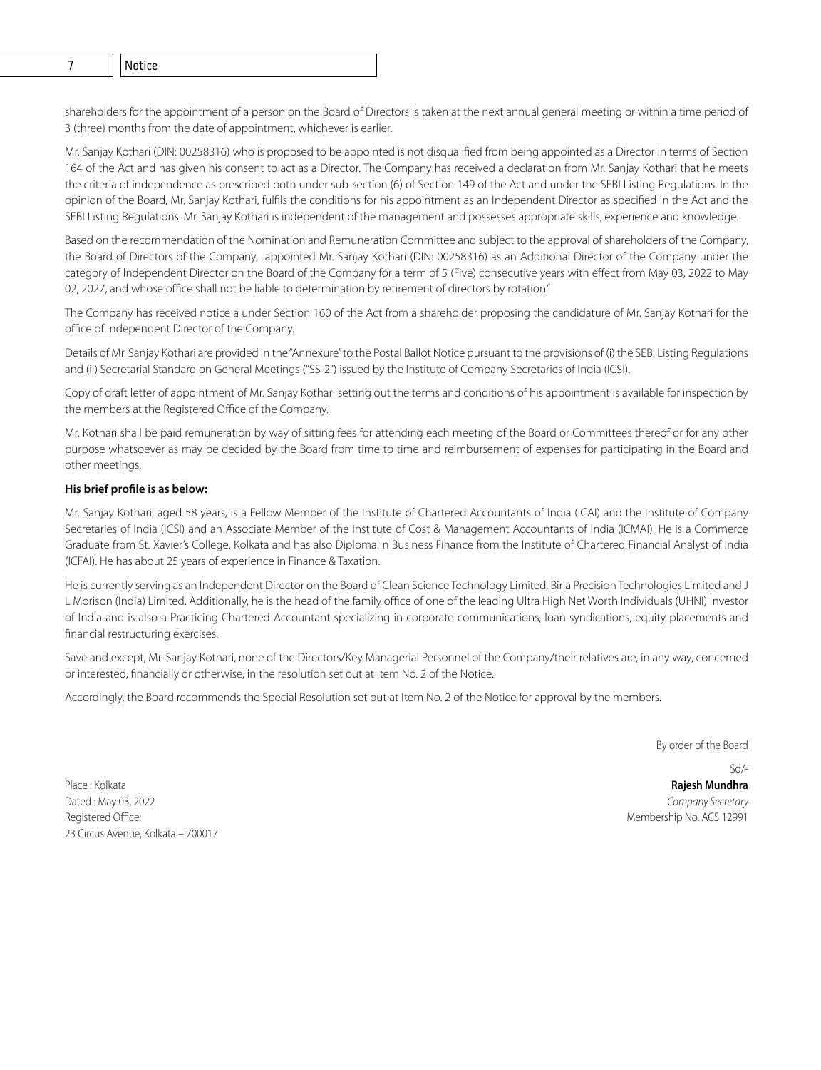shareholders for the appointment of a person on the Board of Directors is taken at the next annual general meeting or within a time period of 3 (three) months from the date of appointment, whichever is earlier.

Mr. Sanjay Kothari (DIN: 00258316) who is proposed to be appointed is not disqualified from being appointed as a Director in terms of Section 164 of the Act and has given his consent to act as a Director. The Company has received a declaration from Mr. Sanjay Kothari that he meets the criteria of independence as prescribed both under sub-section (6) of Section 149 of the Act and under the SEBI Listing Regulations. In the opinion of the Board, Mr. Sanjay Kothari, fulfils the conditions for his appointment as an Independent Director as specified in the Act and the SEBI Listing Regulations. Mr. Sanjay Kothari is independent of the management and possesses appropriate skills, experience and knowledge.

Based on the recommendation of the Nomination and Remuneration Committee and subject to the approval of shareholders of the Company, the Board of Directors of the Company, appointed Mr. Sanjay Kothari (DIN: 00258316) as an Additional Director of the Company under the category of Independent Director on the Board of the Company for a term of 5 (Five) consecutive years with effect from May 03, 2022 to May 02, 2027, and whose office shall not be liable to determination by retirement of directors by rotation."

The Company has received notice a under Section 160 of the Act from a shareholder proposing the candidature of Mr. Sanjay Kothari for the office of Independent Director of the Company.

Details of Mr. Sanjay Kothari are provided in the "Annexure" to the Postal Ballot Notice pursuant to the provisions of (i) the SEBI Listing Regulations and (ii) Secretarial Standard on General Meetings ("SS-2") issued by the Institute of Company Secretaries of India (ICSI).

Copy of draft letter of appointment of Mr. Sanjay Kothari setting out the terms and conditions of his appointment is available for inspection by the members at the Registered Office of the Company.

Mr. Kothari shall be paid remuneration by way of sitting fees for attending each meeting of the Board or Committees thereof or for any other purpose whatsoever as may be decided by the Board from time to time and reimbursement of expenses for participating in the Board and other meetings.

**His brief profile is as below:**

Mr. Sanjay Kothari, aged 58 years, is a Fellow Member of the Institute of Chartered Accountants of India (ICAI) and the Institute of Company Secretaries of India (ICSI) and an Associate Member of the Institute of Cost & Management Accountants of India (ICMAI). He is a Commerce Graduate from St. Xavier's College, Kolkata and has also Diploma in Business Finance from the Institute of Chartered Financial Analyst of India (ICFAI). He has about 25 years of experience in Finance & Taxation.

He is currently serving as an Independent Director on the Board of Clean Science Technology Limited, Birla Precision Technologies Limited and J L Morison (India) Limited. Additionally, he is the head of the family office of one of the leading Ultra High Net Worth Individuals (UHNI) Investor of India and is also a Practicing Chartered Accountant specializing in corporate communications, loan syndications, equity placements and financial restructuring exercises.

Save and except, Mr. Sanjay Kothari, none of the Directors/Key Managerial Personnel of the Company/their relatives are, in any way, concerned or interested, financially or otherwise, in the resolution set out at Item No. 2 of the Notice.

Accordingly, the Board recommends the Special Resolution set out at Item No. 2 of the Notice for approval by the members.

By order of the Board

Sd/-

**Rajesh Mundhra**

*Company Secretary*

Membership No. ACS 12991

Place : Kolkata
Dated : May 03, 2022
Registered Office:
23 Circus Avenue, Kolkata – 700017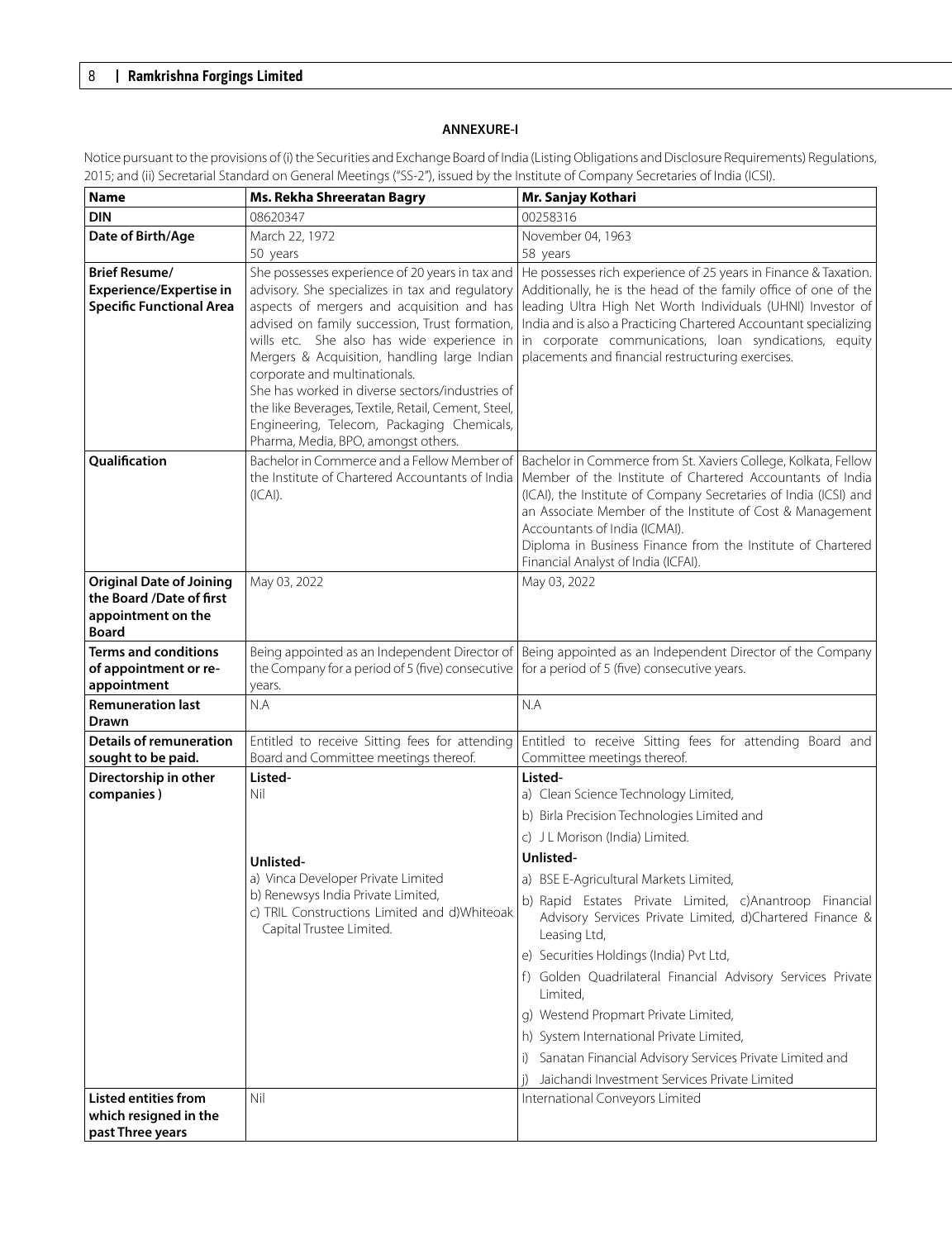## ANNEXURE-I

Notice pursuant to the provisions of (i) the Securities and Exchange Board of India (Listing Obligations and Disclosure Requirements) Regulations, 2015; and (ii) Secretarial Standard on General Meetings ("SS-2"), issued by the Institute of Company Secretaries of India (ICSI).

| **Name** | **Ms. Rekha Shreeratan Bagry** | **Mr. Sanjay Kothari** |
|---|---|---|
| **DIN** | 08620347 | 00258316 |
| **Date of Birth/Age** | March 22, 1972<br>50 years | November 04, 1963<br>58 years |
| **Brief Resume/ Experience/Expertise in Specific Functional Area** | She possesses experience of 20 years in tax and advisory. She specializes in tax and regulatory aspects of mergers and acquisition and has advised on family succession, Trust formation, wills etc. She also has wide experience in Mergers & Acquisition, handling large Indian corporate and multinationals.<br>She has worked in diverse sectors/industries of the like Beverages, Textile, Retail, Cement, Steel, Engineering, Telecom, Packaging Chemicals, Pharma, Media, BPO, amongst others. | He possesses rich experience of 25 years in Finance & Taxation. Additionally, he is the head of the family office of one of the leading Ultra High Net Worth Individuals (UHNI) Investor of India and is also a Practicing Chartered Accountant specializing in corporate communications, loan syndications, equity placements and financial restructuring exercises. |
| **Qualification** | Bachelor in Commerce and a Fellow Member of the Institute of Chartered Accountants of India (ICAI). | Bachelor in Commerce from St. Xaviers College, Kolkata, Fellow Member of the Institute of Chartered Accountants of India (ICAI), the Institute of Company Secretaries of India (ICSI) and an Associate Member of the Institute of Cost & Management Accountants of India (ICMAI).<br>Diploma in Business Finance from the Institute of Chartered Financial Analyst of India (ICFAI). |
| **Original Date of Joining the Board /Date of first appointment on the Board** | May 03, 2022 | May 03, 2022 |
| **Terms and conditions of appointment or re-appointment** | Being appointed as an Independent Director of the Company for a period of 5 (five) consecutive years. | Being appointed as an Independent Director of the Company for a period of 5 (five) consecutive years. |
| **Remuneration last Drawn** | N.A | N.A |
| **Details of remuneration sought to be paid.** | Entitled to receive Sitting fees for attending Board and Committee meetings thereof. | Entitled to receive Sitting fees for attending Board and Committee meetings thereof. |
| **Directorship in other companies )** | **Listed-**<br>Nil<br>**Unlisted-**<br>a) Vinca Developer Private Limited<br>b) Renewsys India Private Limited,<br>c) TRIL Constructions Limited and d)Whiteoak Capital Trustee Limited. | **Listed-**<br>a) Clean Science Technology Limited,<br>b) Birla Precision Technologies Limited and<br>c) J L Morison (India) Limited.<br>**Unlisted-**<br>a) BSE E-Agricultural Markets Limited,<br>b) Rapid Estates Private Limited, c)Anantroop Financial Advisory Services Private Limited, d)Chartered Finance & Leasing Ltd,<br>e) Securities Holdings (India) Pvt Ltd,<br>f) Golden Quadrilateral Financial Advisory Services Private Limited,<br>g) Westend Propmart Private Limited,<br>h) System International Private Limited,<br>i) Sanatan Financial Advisory Services Private Limited and<br>j) Jaichandi Investment Services Private Limited |
| **Listed entities from which resigned in the past Three years** | Nil | International Conveyors Limited |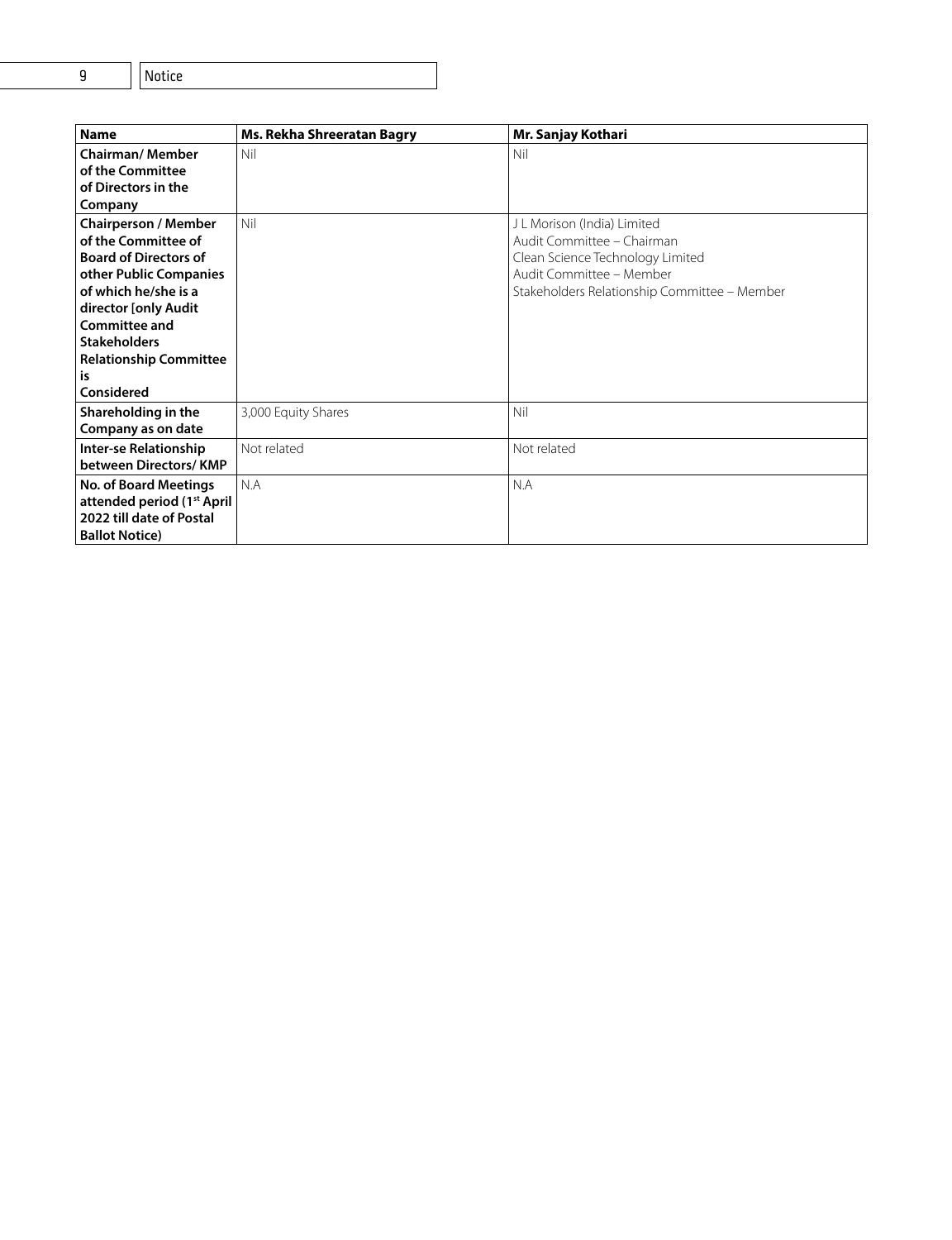| Name | Ms. Rekha Shreeratan Bagry | Mr. Sanjay Kothari |
|---|---|---|
| Chairman/ Member of the Committee of Directors in the Company | Nil | Nil |
| Chairperson / Member of the Committee of Board of Directors of other Public Companies of which he/she is a director [only Audit Committee and Stakeholders Relationship Committee is Considered | Nil | J L Morison (India) Limited<br>Audit Committee – Chairman<br>Clean Science Technology Limited<br>Audit Committee – Member<br>Stakeholders Relationship Committee – Member |
| Shareholding in the Company as on date | 3,000 Equity Shares | Nil |
| Inter-se Relationship between Directors/ KMP | Not related | Not related |
| No. of Board Meetings attended period (1st April 2022 till date of Postal Ballot Notice) | N.A | N.A |